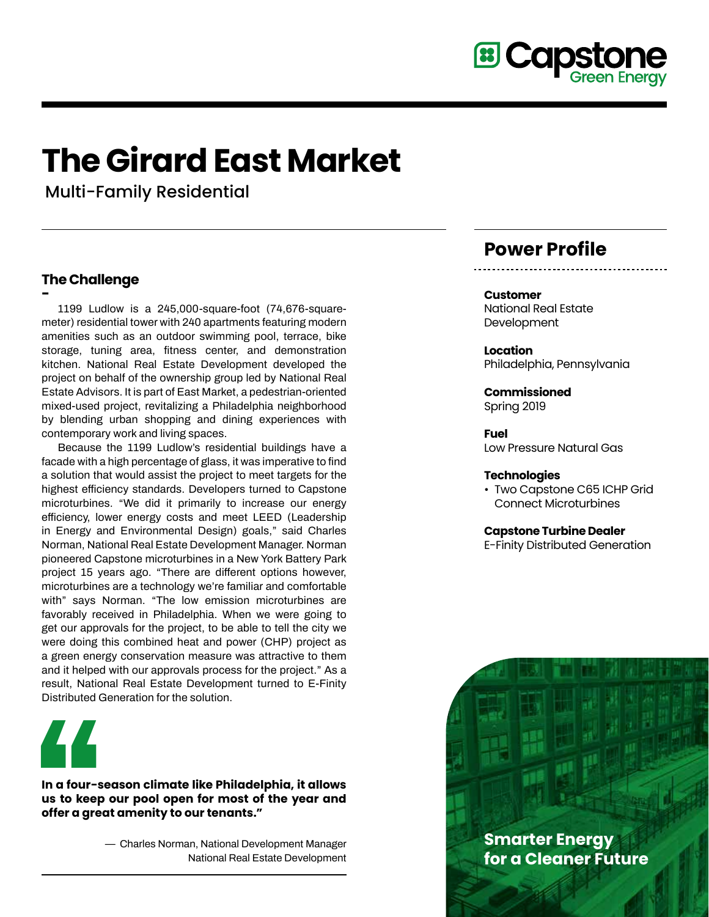# The Girard East Market

Multi-Family Residential

## The Challenge

1199 Ludlow is a 245,000-square-foot (74,676-square-meter) residential tower with 240 apartments featuring modern amenities such as an outdoor swimming pool, terrace, bike storage, tuning area, fitness center, and demonstration kitchen. National Real Estate Development developed the project on behalf of the ownership group led by National Real Estate Advisors. It is part of East Market, a pedestrian-oriented mixed-used project, revitalizing a Philadelphia neighborhood by blending urban shopping and dining experiences with contemporary work and living spaces.

Because the 1199 Ludlow's residential buildings have a facade with a high percentage of glass, it was imperative to find a solution that would assist the project to meet targets for the highest efficiency standards. Developers turned to Capstone microturbines. "We did it primarily to increase our energy efficiency, lower energy costs and meet LEED (Leadership in Energy and Environmental Design) goals," said Charles Norman, National Real Estate Development Manager. Norman pioneered Capstone microturbines in a New York Battery Park project 15 years ago. "There are different options however, microturbines are a technology we're familiar and comfortable with" says Norman. "The low emission microturbines are favorably received in Philadelphia. When we were going to get our approvals for the project, to be able to tell the city we were doing this combined heat and power (CHP) project as a green energy conservation measure was attractive to them and it helped with our approvals process for the project." As a result, National Real Estate Development turned to E-Finity Distributed Generation for the solution.

> **In a four-season climate like Philadelphia, it allows us to keep our pool open for most of the year and offer a great amenity to our tenants."**
>
> — Charles Norman, National Development Manager
> National Real Estate Development

## Power Profile

**Customer**
National Real Estate Development

**Location**
Philadelphia, Pennsylvania

**Commissioned**
Spring 2019

**Fuel**
Low Pressure Natural Gas

**Technologies**
- Two Capstone C65 ICHP Grid Connect Microturbines

**Capstone Turbine Dealer**
E-Finity Distributed Generation

**Smarter Energy for a Cleaner Future**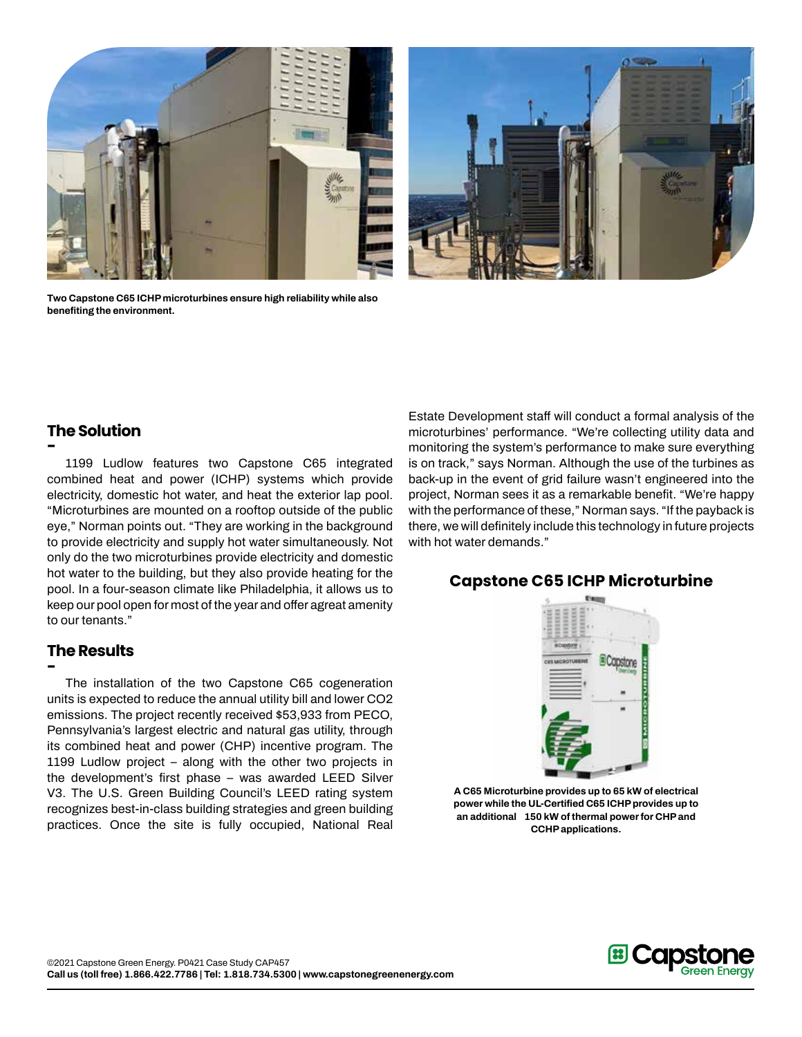Two Capstone C65 ICHP microturbines ensure high reliability while also benefiting the environment.

## The Solution

1199 Ludlow features two Capstone C65 integrated combined heat and power (ICHP) systems which provide electricity, domestic hot water, and heat the exterior lap pool. "Microturbines are mounted on a rooftop outside of the public eye," Norman points out. "They are working in the background to provide electricity and supply hot water simultaneously. Not only do the two microturbines provide electricity and domestic hot water to the building, but they also provide heating for the pool. In a four-season climate like Philadelphia, it allows us to keep our pool open for most of the year and offer agreat amenity to our tenants."

## The Results

The installation of the two Capstone C65 cogeneration units is expected to reduce the annual utility bill and lower $CO_2$ emissions. The project recently received $53,933 from PECO, Pennsylvania's largest electric and natural gas utility, through its combined heat and power (CHP) incentive program. The 1199 Ludlow project – along with the other two projects in the development's first phase – was awarded LEED Silver V3. The U.S. Green Building Council's LEED rating system recognizes best-in-class building strategies and green building practices. Once the site is fully occupied, National Real Estate Development staff will conduct a formal analysis of the microturbines' performance. "We're collecting utility data and monitoring the system's performance to make sure everything is on track," says Norman. Although the use of the turbines as back-up in the event of grid failure wasn't engineered into the project, Norman sees it as a remarkable benefit. "We're happy with the performance of these," Norman says. "If the payback is there, we will definitely include this technology in future projects with hot water demands."

## Capstone C65 ICHP Microturbine

A C65 Microturbine provides up to 65 kW of electrical power while the UL-Certified C65 ICHP provides up to an additional 150 kW of thermal power for CHP and CCHP applications.

©2021 Capstone Green Energy. P0421 Case Study CAP457
**Call us (toll free) 1.866.422.7786 | Tel: 1.818.734.5300 | www.capstonegreenenergy.com**